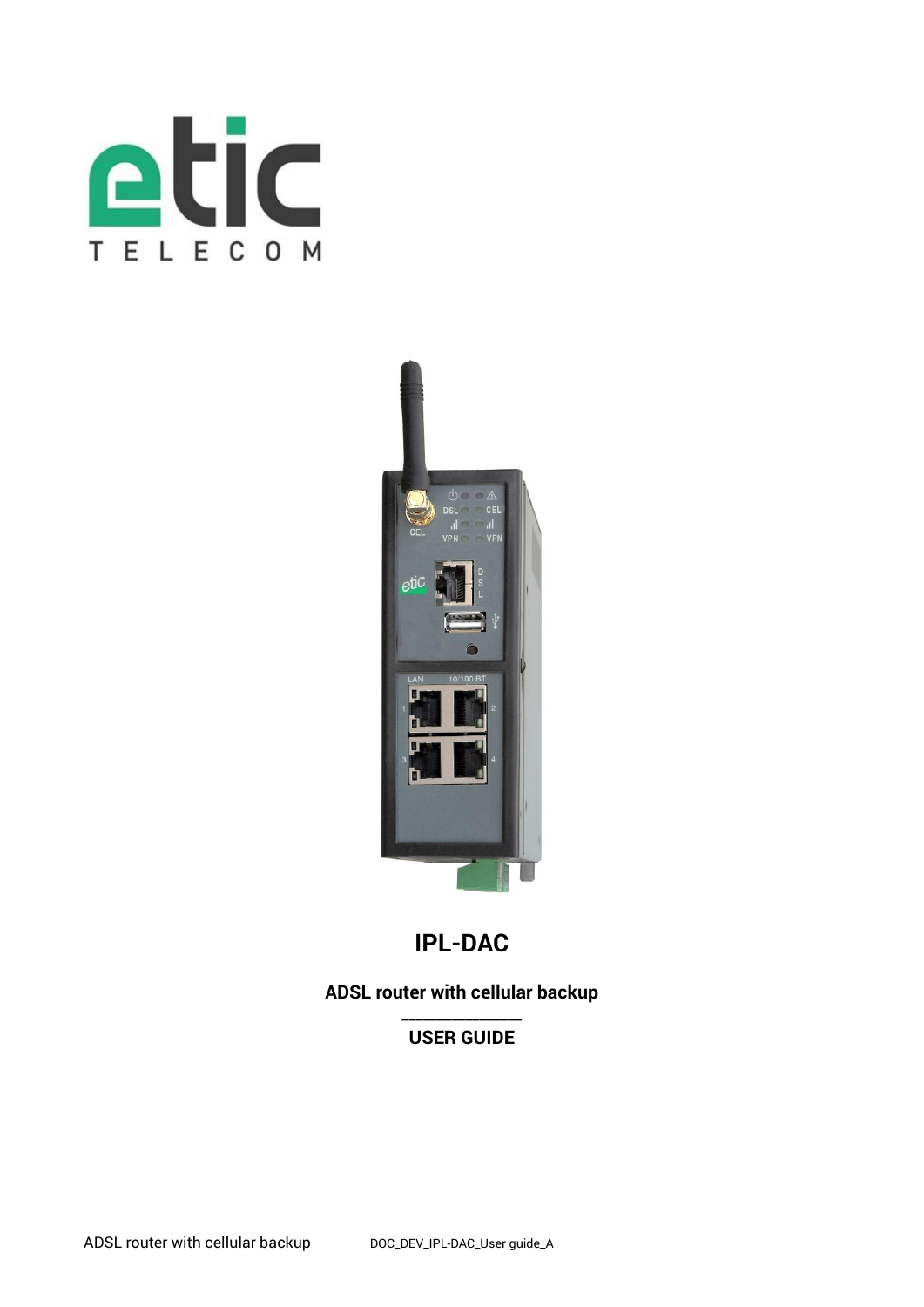# IPL-DAC

**ADSL router with cellular backup**

**USER GUIDE**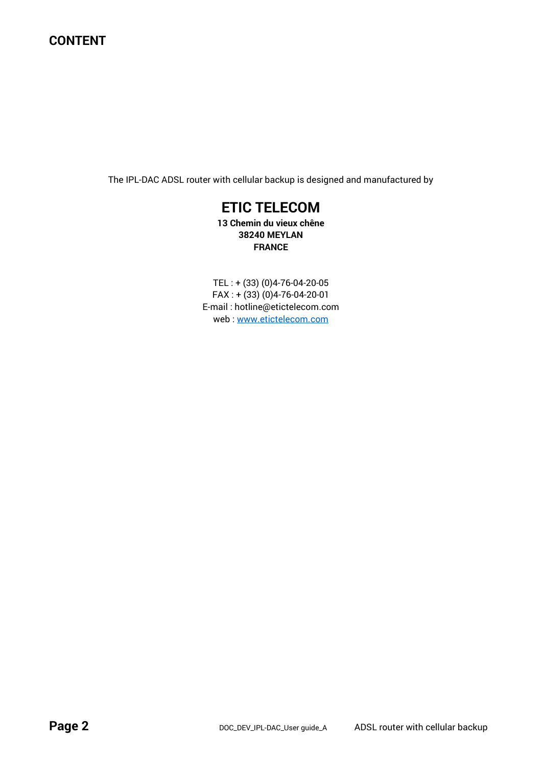# CONTENT

The IPL-DAC ADSL router with cellular backup is designed and manufactured by

## ETIC TELECOM

**13 Chemin du vieux chêne**
**38240 MEYLAN**
**FRANCE**

TEL : + (33) (0)4-76-04-20-05
FAX : + (33) (0)4-76-04-20-01
E-mail : hotline@etictelecom.com
web : www.etictelecom.com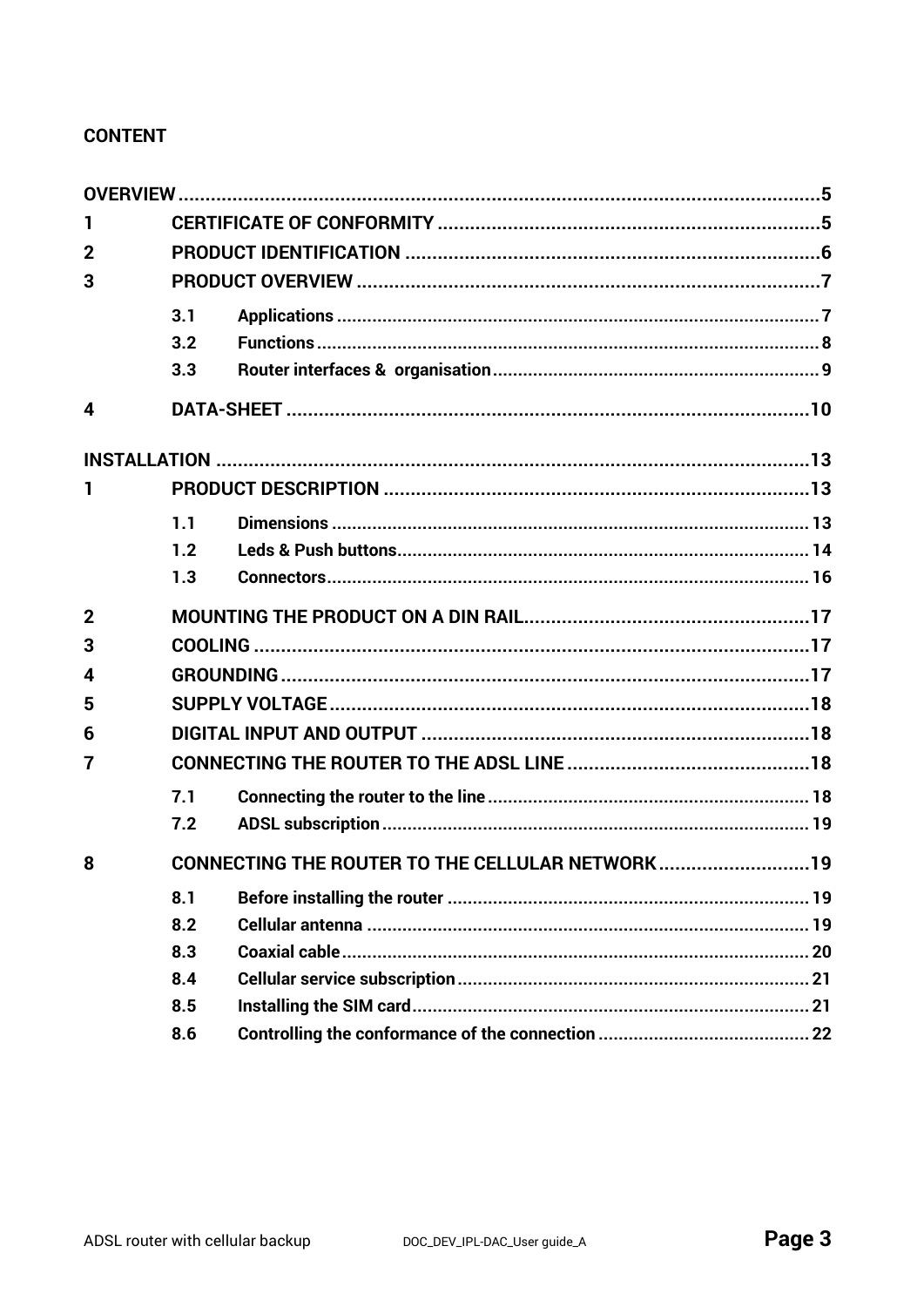## CONTENT

| | | | |
|---|---|---|---|
| **OVERVIEW** | | | **5** |
| **1** | **CERTIFICATE OF CONFORMITY** | | **5** |
| **2** | **PRODUCT IDENTIFICATION** | | **6** |
| **3** | **PRODUCT OVERVIEW** | | **7** |
| | **3.1** | **Applications** | **7** |
| | **3.2** | **Functions** | **8** |
| | **3.3** | **Router interfaces & organisation** | **9** |
| **4** | **DATA-SHEET** | | **10** |
| **INSTALLATION** | | | **13** |
| **1** | **PRODUCT DESCRIPTION** | | **13** |
| | **1.1** | **Dimensions** | **13** |
| | **1.2** | **Leds & Push buttons** | **14** |
| | **1.3** | **Connectors** | **16** |
| **2** | **MOUNTING THE PRODUCT ON A DIN RAIL** | | **17** |
| **3** | **COOLING** | | **17** |
| **4** | **GROUNDING** | | **17** |
| **5** | **SUPPLY VOLTAGE** | | **18** |
| **6** | **DIGITAL INPUT AND OUTPUT** | | **18** |
| **7** | **CONNECTING THE ROUTER TO THE ADSL LINE** | | **18** |
| | **7.1** | **Connecting the router to the line** | **18** |
| | **7.2** | **ADSL subscription** | **19** |
| **8** | **CONNECTING THE ROUTER TO THE CELLULAR NETWORK** | | **19** |
| | **8.1** | **Before installing the router** | **19** |
| | **8.2** | **Cellular antenna** | **19** |
| | **8.3** | **Coaxial cable** | **20** |
| | **8.4** | **Cellular service subscription** | **21** |
| | **8.5** | **Installing the SIM card** | **21** |
| | **8.6** | **Controlling the conformance of the connection** | **22** |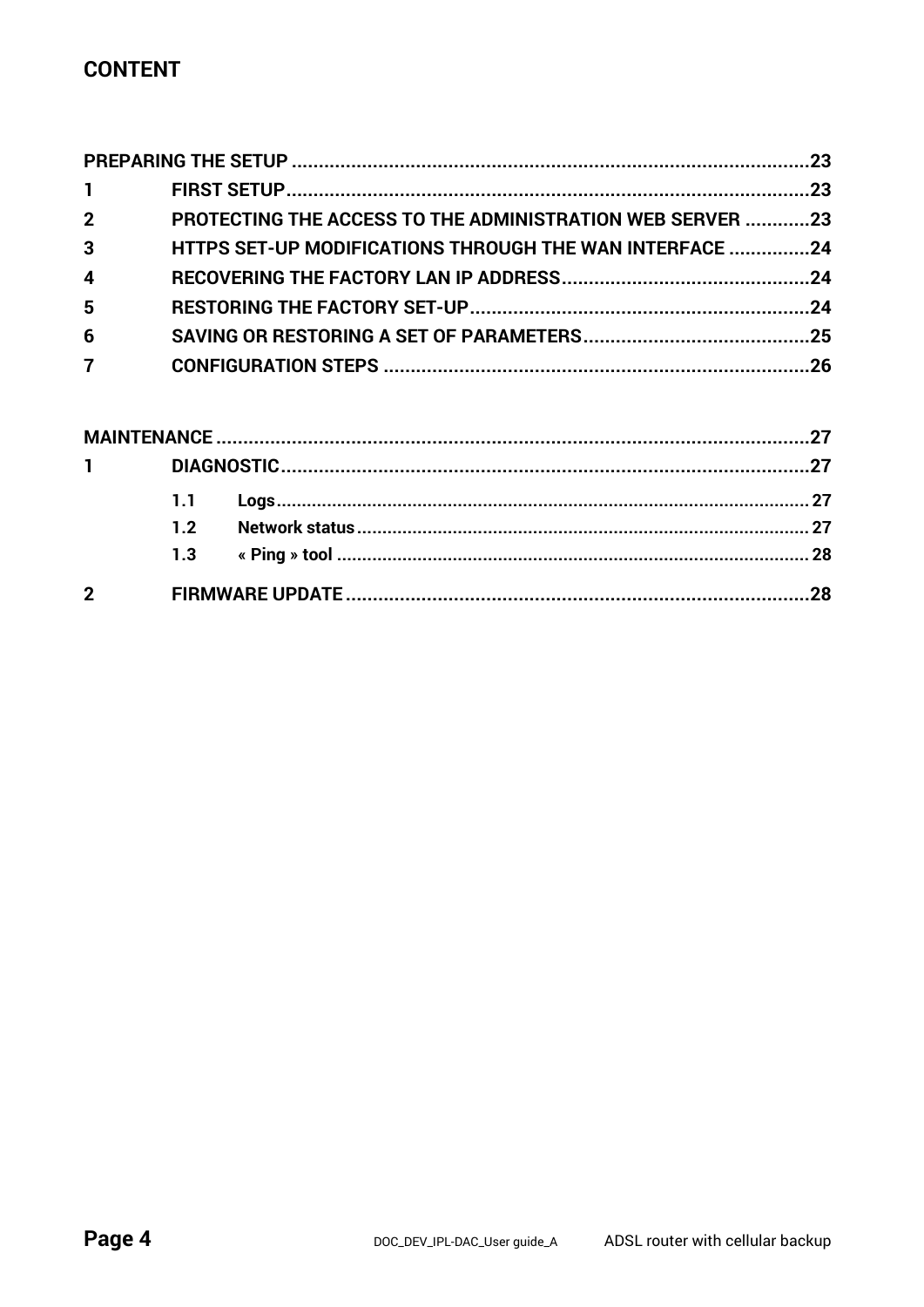# CONTENT

**PREPARING THE SETUP** ....................................................................................23

| | | |
|---|---|---|
| **1** | **FIRST SETUP** | **23** |
| **2** | **PROTECTING THE ACCESS TO THE ADMINISTRATION WEB SERVER** | **23** |
| **3** | **HTTPS SET-UP MODIFICATIONS THROUGH THE WAN INTERFACE** | **24** |
| **4** | **RECOVERING THE FACTORY LAN IP ADDRESS** | **24** |
| **5** | **RESTORING THE FACTORY SET-UP** | **24** |
| **6** | **SAVING OR RESTORING A SET OF PARAMETERS** | **25** |
| **7** | **CONFIGURATION STEPS** | **26** |

**MAINTENANCE** ....................................................................................27

| | | | |
|---|---|---|---|
| **1** | **DIAGNOSTIC** | | **27** |
| | **1.1** | **Logs** | **27** |
| | **1.2** | **Network status** | **27** |
| | **1.3** | **« Ping » tool** | **28** |
| **2** | **FIRMWARE UPDATE** | | **28** |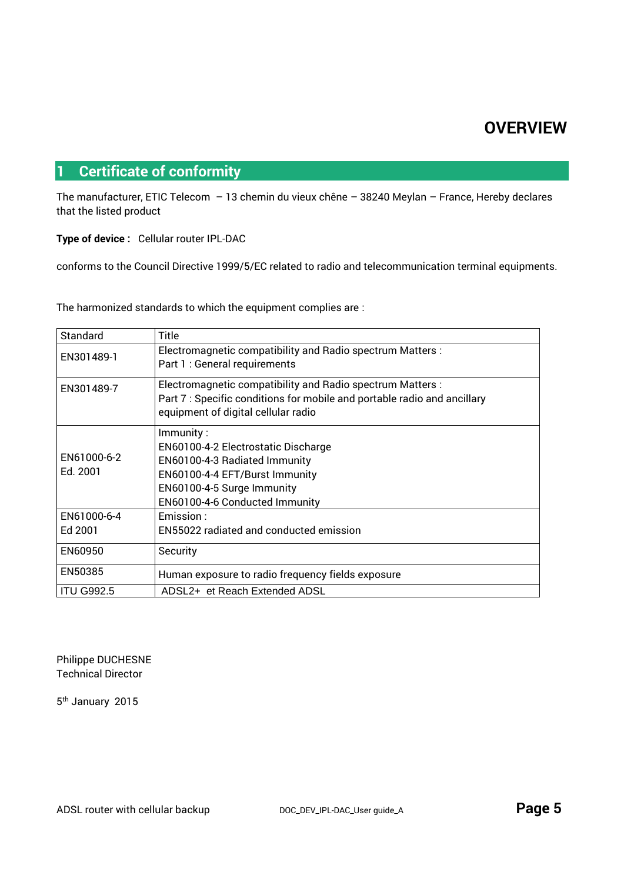# OVERVIEW

## 1 Certificate of conformity

The manufacturer, ETIC Telecom – 13 chemin du vieux chêne – 38240 Meylan – France, Hereby declares that the listed product

**Type of device :** Cellular router IPL-DAC

conforms to the Council Directive 1999/5/EC related to radio and telecommunication terminal equipments.

The harmonized standards to which the equipment complies are :

| Standard | Title |
|---|---|
| EN301489-1 | Electromagnetic compatibility and Radio spectrum Matters :<br>Part 1 : General requirements |
| EN301489-7 | Electromagnetic compatibility and Radio spectrum Matters :<br>Part 7 : Specific conditions for mobile and portable radio and ancillary equipment of digital cellular radio |
| EN61000-6-2<br>Ed. 2001 | Immunity :<br>EN60100-4-2 Electrostatic Discharge<br>EN60100-4-3 Radiated Immunity<br>EN60100-4-4 EFT/Burst Immunity<br>EN60100-4-5 Surge Immunity<br>EN60100-4-6 Conducted Immunity |
| EN61000-6-4<br>Ed 2001 | Emission :<br>EN55022 radiated and conducted emission |
| EN60950 | Security |
| EN50385 | Human exposure to radio frequency fields exposure |
| ITU G992.5 | ADSL2+ et Reach Extended ADSL |

Philippe DUCHESNE
Technical Director

5th January 2015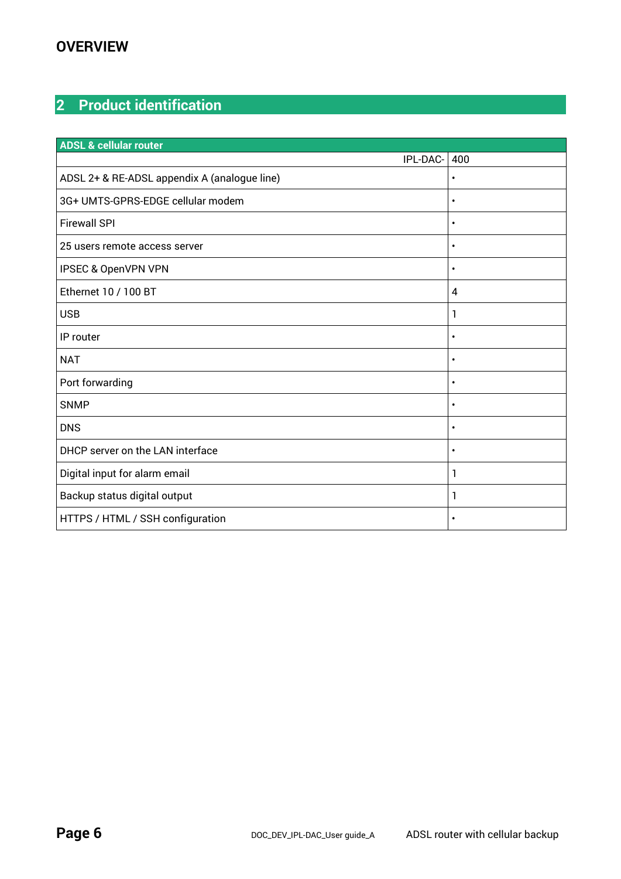# OVERVIEW

## 2 Product identification

| ADSL & cellular router | |
|---|---|
| IPL-DAC- | 400 |
| ADSL 2+ & RE-ADSL appendix A (analogue line) | • |
| 3G+ UMTS-GPRS-EDGE cellular modem | • |
| Firewall SPI | • |
| 25 users remote access server | • |
| IPSEC & OpenVPN VPN | • |
| Ethernet 10 / 100 BT | 4 |
| USB | 1 |
| IP router | • |
| NAT | • |
| Port forwarding | • |
| SNMP | • |
| DNS | • |
| DHCP server on the LAN interface | • |
| Digital input for alarm email | 1 |
| Backup status digital output | 1 |
| HTTPS / HTML / SSH configuration | • |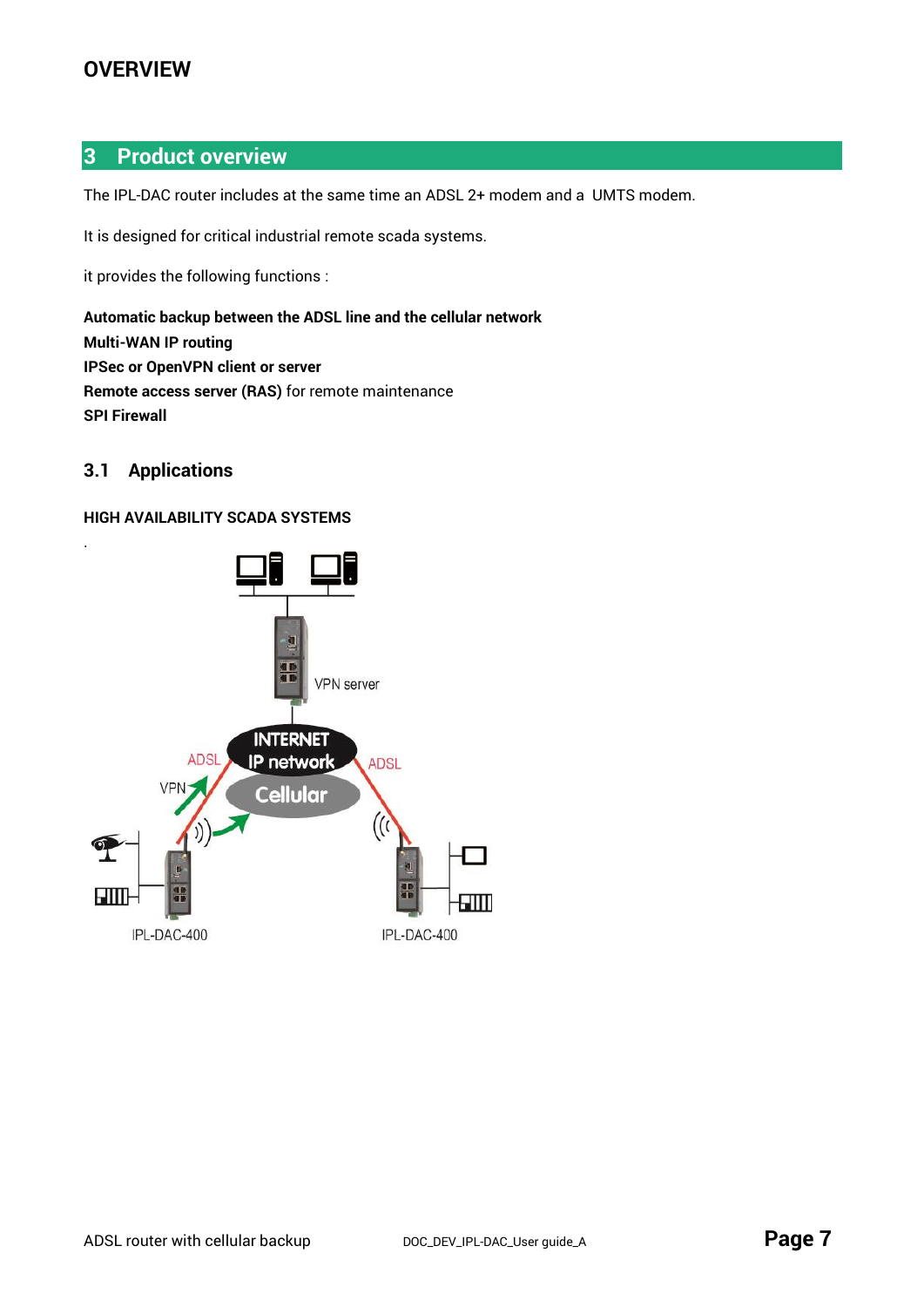# OVERVIEW

## 3 Product overview

The IPL-DAC router includes at the same time an ADSL 2+ modem and a UMTS modem.

It is designed for critical industrial remote scada systems.

it provides the following functions :

**Automatic backup between the ADSL line and the cellular network**
**Multi-WAN IP routing**
**IPSec or OpenVPN client or server**
**Remote access server (RAS)** for remote maintenance
**SPI Firewall**

### 3.1 Applications

**HIGH AVAILABILITY SCADA SYSTEMS**

.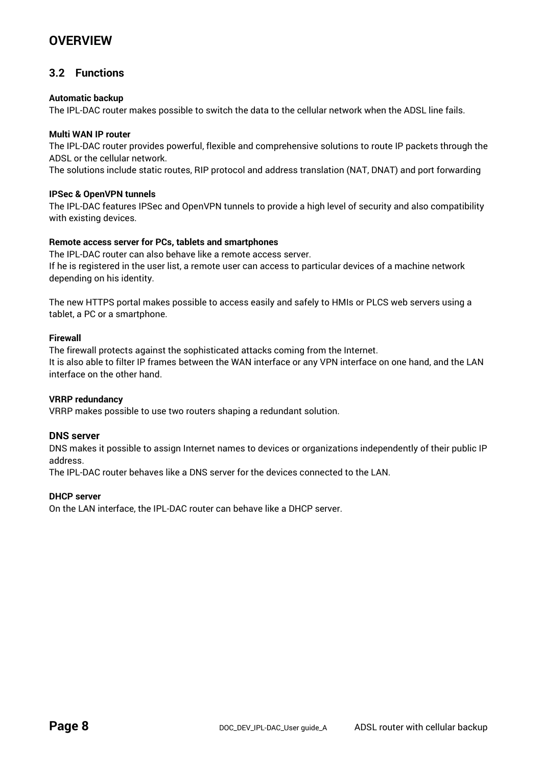# OVERVIEW

## 3.2 Functions

**Automatic backup**

The IPL-DAC router makes possible to switch the data to the cellular network when the ADSL line fails.

**Multi WAN IP router**

The IPL-DAC router provides powerful, flexible and comprehensive solutions to route IP packets through the ADSL or the cellular network.

The solutions include static routes, RIP protocol and address translation (NAT, DNAT) and port forwarding

**IPSec & OpenVPN tunnels**

The IPL-DAC features IPSec and OpenVPN tunnels to provide a high level of security and also compatibility with existing devices.

**Remote access server for PCs, tablets and smartphones**

The IPL-DAC router can also behave like a remote access server.

If he is registered in the user list, a remote user can access to particular devices of a machine network depending on his identity.

The new HTTPS portal makes possible to access easily and safely to HMIs or PLCS web servers using a tablet, a PC or a smartphone.

**Firewall**

The firewall protects against the sophisticated attacks coming from the Internet.

It is also able to filter IP frames between the WAN interface or any VPN interface on one hand, and the LAN interface on the other hand.

**VRRP redundancy**

VRRP makes possible to use two routers shaping a redundant solution.

### DNS server

DNS makes it possible to assign Internet names to devices or organizations independently of their public IP address.

The IPL-DAC router behaves like a DNS server for the devices connected to the LAN.

**DHCP server**

On the LAN interface, the IPL-DAC router can behave like a DHCP server.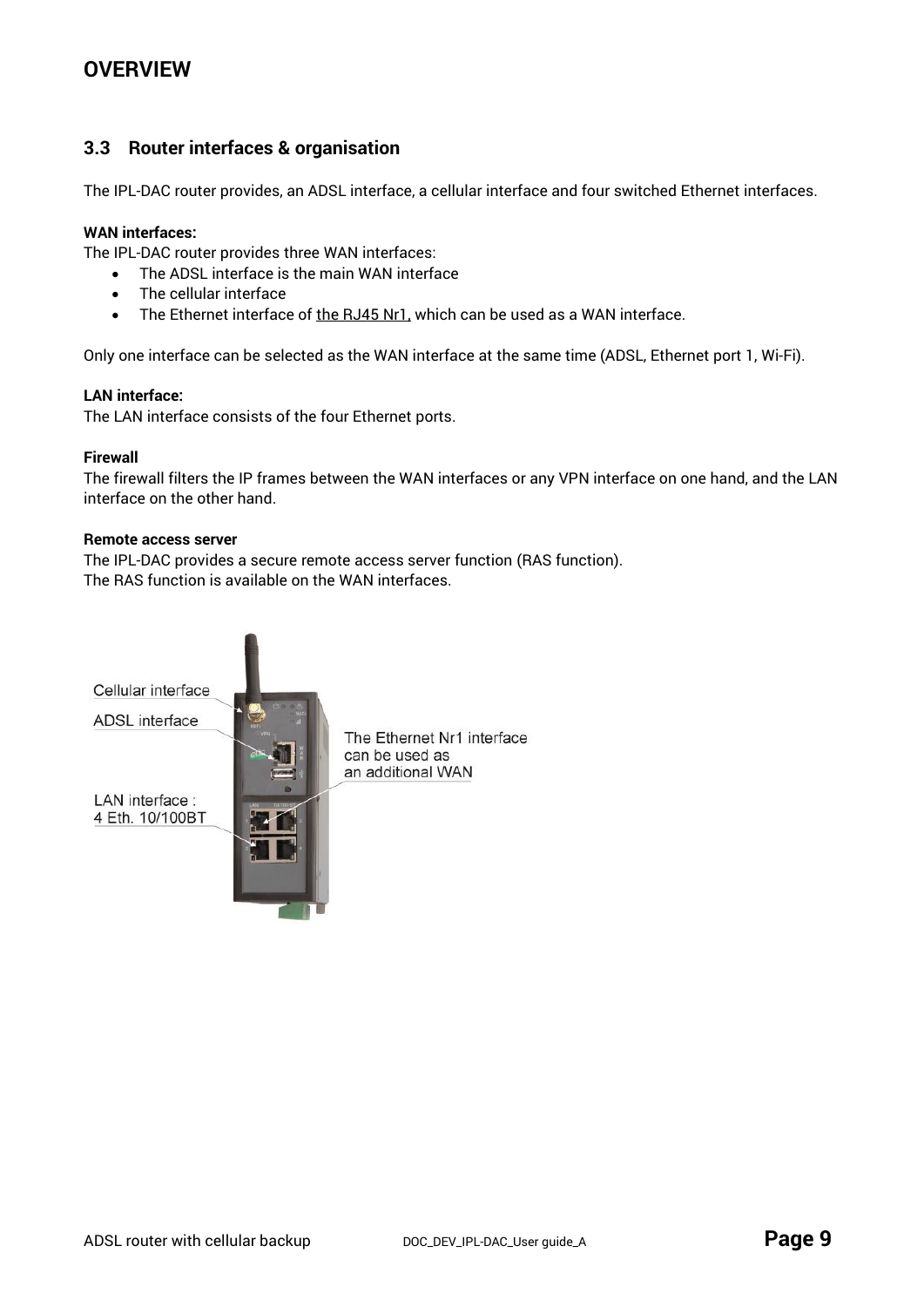# OVERVIEW

## 3.3 Router interfaces & organisation

The IPL-DAC router provides, an ADSL interface, a cellular interface and four switched Ethernet interfaces.

**WAN interfaces:**
The IPL-DAC router provides three WAN interfaces:

- The ADSL interface is the main WAN interface
- The cellular interface
- The Ethernet interface of the RJ45 Nr1, which can be used as a WAN interface.

Only one interface can be selected as the WAN interface at the same time (ADSL, Ethernet port 1, Wi-Fi).

**LAN interface:**
The LAN interface consists of the four Ethernet ports.

**Firewall**
The firewall filters the IP frames between the WAN interfaces or any VPN interface on one hand, and the LAN interface on the other hand.

**Remote access server**
The IPL-DAC provides a secure remote access server function (RAS function).
The RAS function is available on the WAN interfaces.

Cellular interface

ADSL interface

LAN interface : 4 Eth. 10/100BT

The Ethernet Nr1 interface can be used as an additional WAN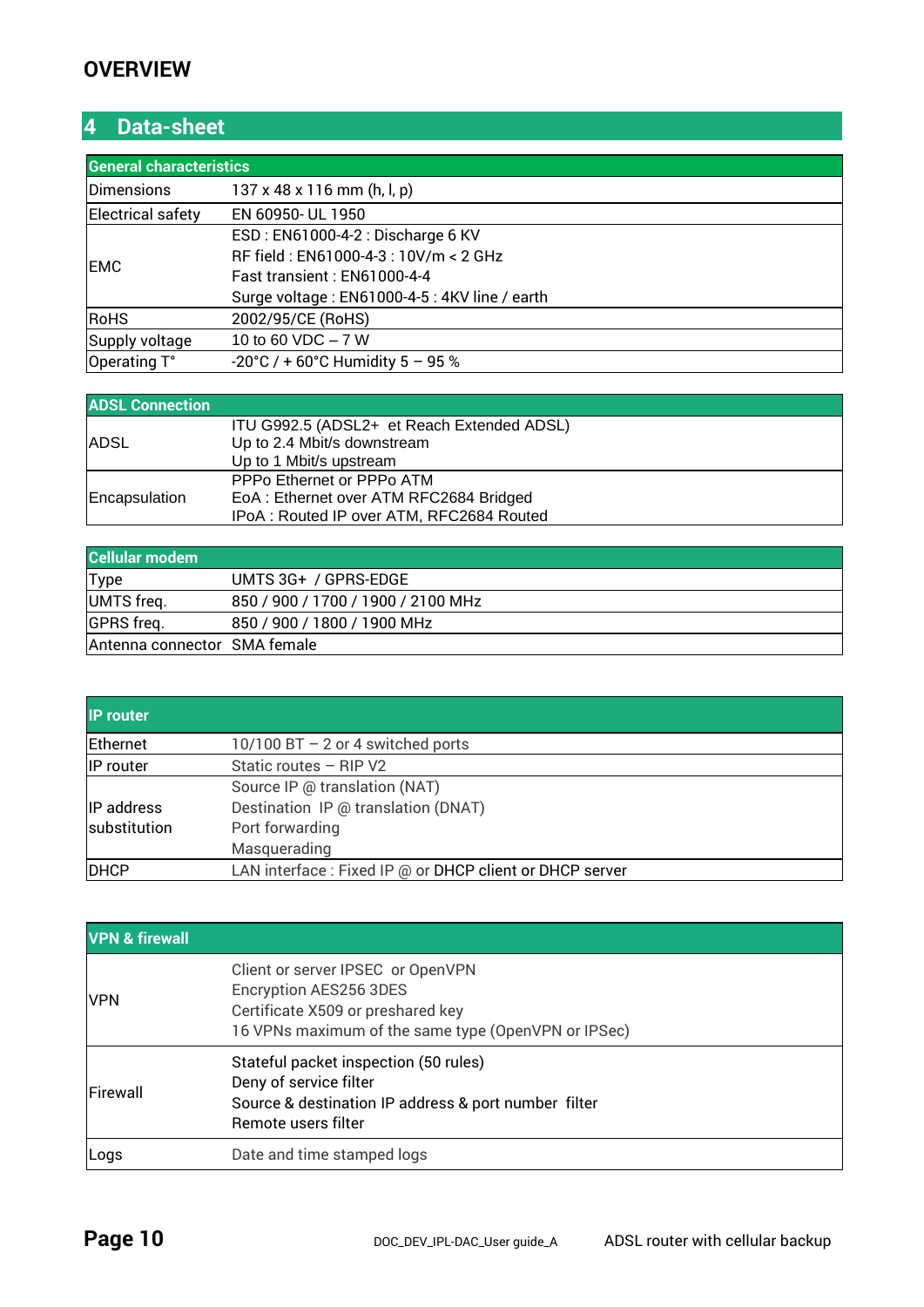# OVERVIEW

## 4 Data-sheet

| General characteristics | |
|---|---|
| Dimensions | 137 x 48 x 116 mm (h, l, p) |
| Electrical safety | EN 60950- UL 1950 |
| EMC | ESD : EN61000-4-2 : Discharge 6 KV<br>RF field : EN61000-4-3 : 10V/m < 2 GHz<br>Fast transient : EN61000-4-4<br>Surge voltage : EN61000-4-5 : 4KV line / earth |
| RoHS | 2002/95/CE (RoHS) |
| Supply voltage | 10 to 60 VDC – 7 W |
| Operating T° | -20°C / + 60°C Humidity 5 – 95 % |

| ADSL Connection | |
|---|---|
| ADSL | ITU G992.5 (ADSL2+ et Reach Extended ADSL)<br>Up to 2.4 Mbit/s downstream<br>Up to 1 Mbit/s upstream |
| Encapsulation | PPPo Ethernet or PPPo ATM<br>EoA : Ethernet over ATM RFC2684 Bridged<br>IPoA : Routed IP over ATM, RFC2684 Routed |

| Cellular modem | |
|---|---|
| Type | UMTS 3G+ / GPRS-EDGE |
| UMTS freq. | 850 / 900 / 1700 / 1900 / 2100 MHz |
| GPRS freq. | 850 / 900 / 1800 / 1900 MHz |
| Antenna connector | SMA female |

| IP router | |
|---|---|
| Ethernet | 10/100 BT – 2 or 4 switched ports |
| IP router | Static routes – RIP V2 |
| IP address substitution | Source IP @ translation (NAT)<br>Destination IP @ translation (DNAT)<br>Port forwarding<br>Masquerading |
| DHCP | LAN interface : Fixed IP @ or DHCP client or DHCP server |

| VPN & firewall | |
|---|---|
| VPN | Client or server IPSEC or OpenVPN<br>Encryption AES256 3DES<br>Certificate X509 or preshared key<br>16 VPNs maximum of the same type (OpenVPN or IPSec) |
| Firewall | Stateful packet inspection (50 rules)<br>Deny of service filter<br>Source & destination IP address & port number filter<br>Remote users filter |
| Logs | Date and time stamped logs |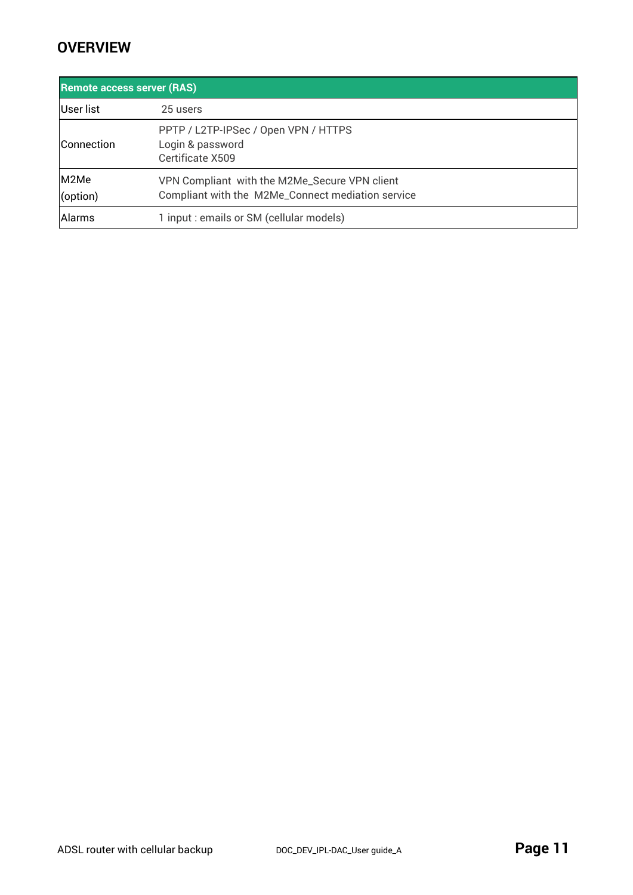## OVERVIEW

| Remote access server (RAS) | |
|---|---|
| User list | 25 users |
| Connection | PPTP / L2TP-IPSec / Open VPN / HTTPS<br>Login & password<br>Certificate X509 |
| M2Me (option) | VPN Compliant  with the M2Me_Secure VPN client<br>Compliant with the  M2Me_Connect mediation service |
| Alarms | 1 input : emails or SM (cellular models) |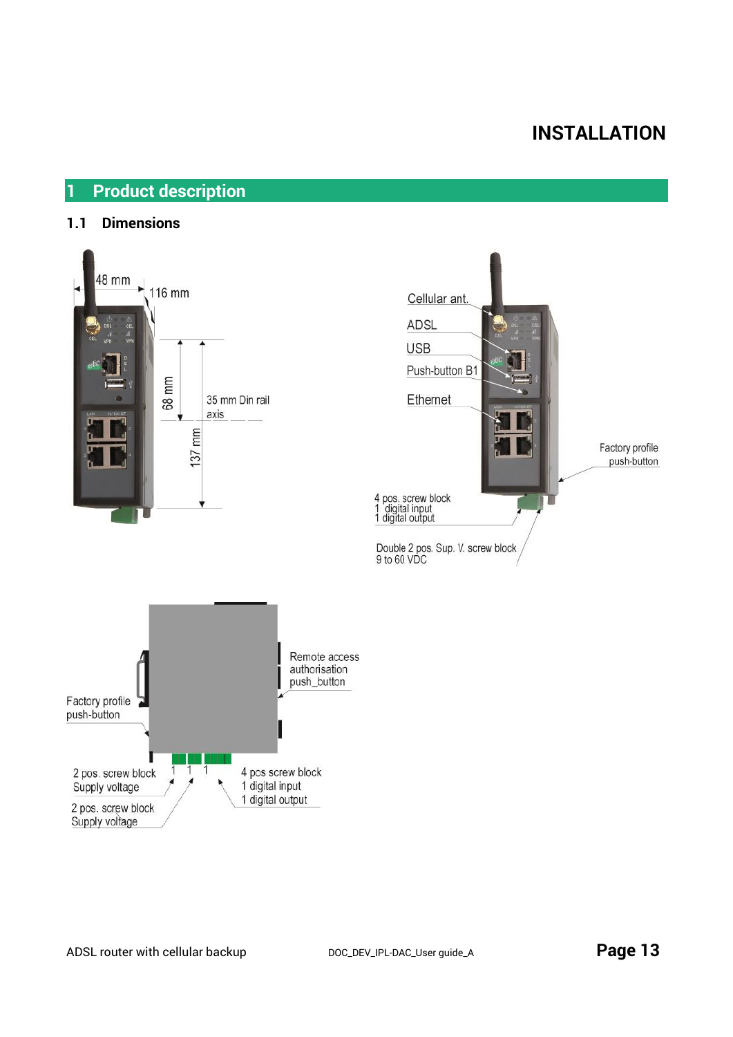# INSTALLATION

## 1 Product description

### 1.1 Dimensions

48 mm

116 mm

68 mm

137 mm

35 mm Din rail axis

Cellular ant.

ADSL

USB

Push-button B1

Ethernet

Factory profile push-button

4 pos. screw block
1 digital input
1 digital output

Double 2 pos. Sup. V. screw block
9 to 60 VDC

Remote access authorisation push_button

Factory profile push-button

2 pos. screw block Supply voltage

2 pos. screw block Supply voltage

4 pos screw block
1 digital input
1 digital output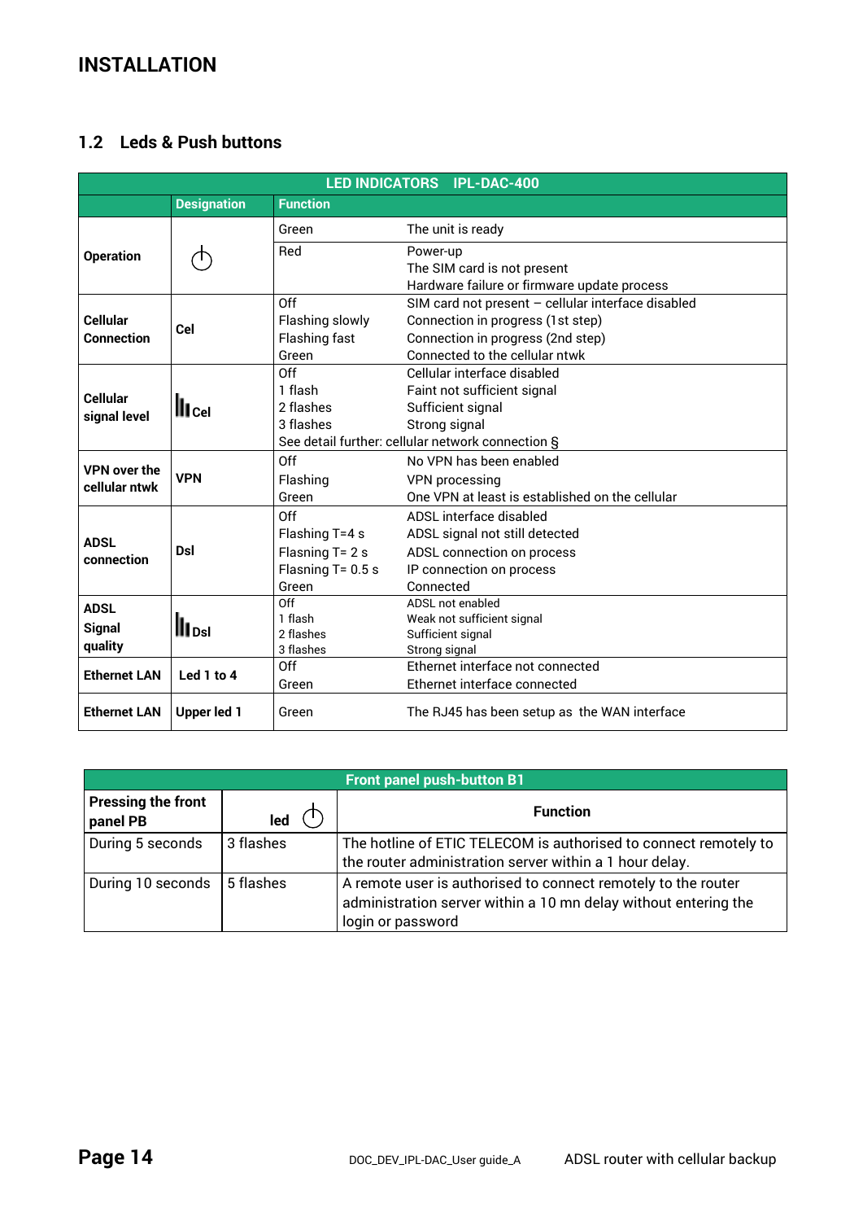# INSTALLATION

## 1.2 Leds & Push buttons

| LED INDICATORS IPL-DAC-400 | | | |
|---|---|---|---|
| | **Designation** | **Function** | |
| **Operation** | ⏻ | Green | The unit is ready |
| | | Red | Power-up<br>The SIM card is not present<br>Hardware failure or firmware update process |
| **Cellular Connection** | **Cel** | Off<br>Flashing slowly<br>Flashing fast<br>Green | SIM card not present – cellular interface disabled<br>Connection in progress (1st step)<br>Connection in progress (2nd step)<br>Connected to the cellular ntwk |
| **Cellular signal level** | **Cel** | Off<br>1 flash<br>2 flashes<br>3 flashes<br>See detail further: cellular network connection § | Cellular interface disabled<br>Faint not sufficient signal<br>Sufficient signal<br>Strong signal |
| **VPN over the cellular ntwk** | **VPN** | Off<br>Flashing<br>Green | No VPN has been enabled<br>VPN processing<br>One VPN at least is established on the cellular |
| **ADSL connection** | **Dsl** | Off<br>Flashing T=4 s<br>Flasning T= 2 s<br>Flasning T= 0.5 s<br>Green | ADSL interface disabled<br>ADSL signal not still detected<br>ADSL connection on process<br>IP connection on process<br>Connected |
| **ADSL Signal quality** | **Dsl** | Off<br>1 flash<br>2 flashes<br>3 flashes | ADSL not enabled<br>Weak not sufficient signal<br>Sufficient signal<br>Strong signal |
| **Ethernet LAN** | **Led 1 to 4** | Off<br>Green | Ethernet interface not connected<br>Ethernet interface connected |
| **Ethernet LAN** | **Upper led 1** | Green | The RJ45 has been setup as the WAN interface |

| Front panel push-button B1 | | |
|---|---|---|
| **Pressing the front panel PB** | **led** ⏻ | **Function** |
| During 5 seconds | 3 flashes | The hotline of ETIC TELECOM is authorised to connect remotely to the router administration server within a 1 hour delay. |
| During 10 seconds | 5 flashes | A remote user is authorised to connect remotely to the router administration server within a 10 mn delay without entering the login or password |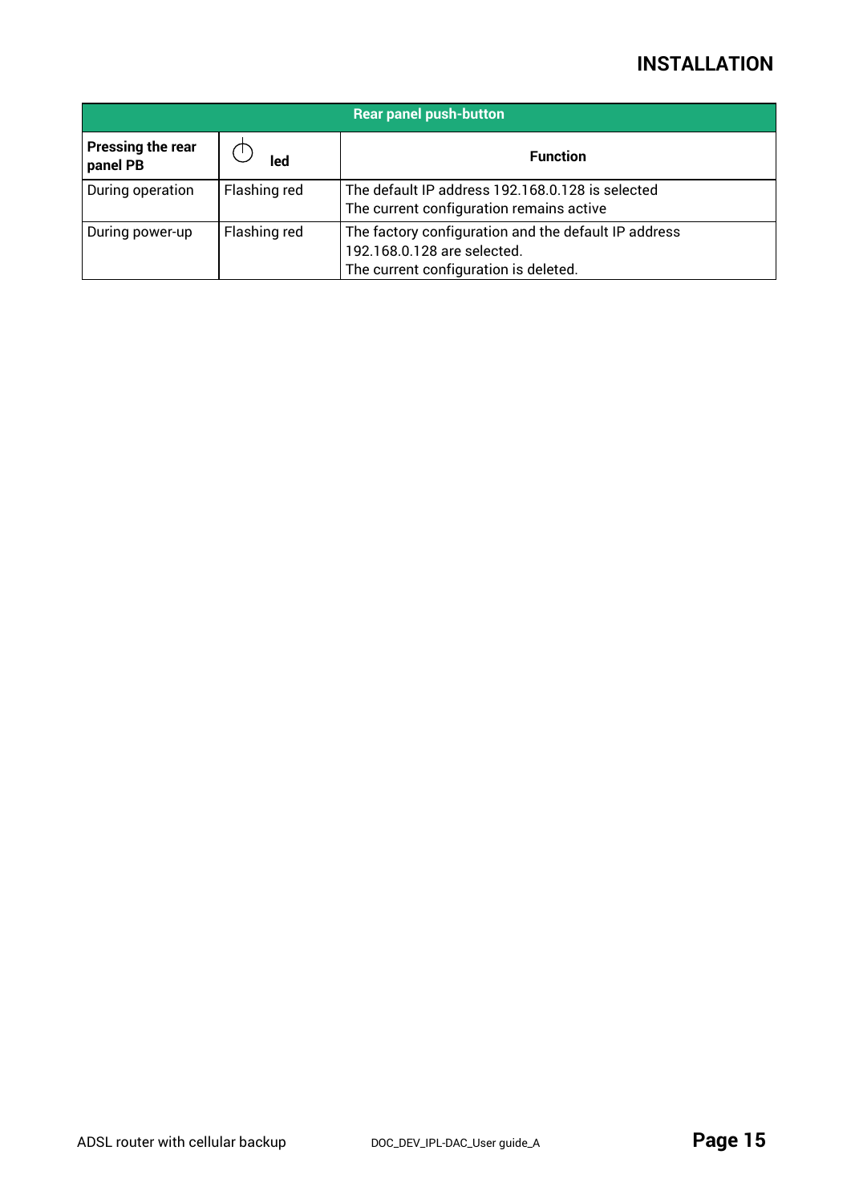| Rear panel push-button | | |
|---|---|---|
| **Pressing the rear panel PB** | ⏻ **led** | **Function** |
| During operation | Flashing red | The default IP address 192.168.0.128 is selected<br>The current configuration remains active |
| During power-up | Flashing red | The factory configuration and the default IP address 192.168.0.128 are selected.<br>The current configuration is deleted. |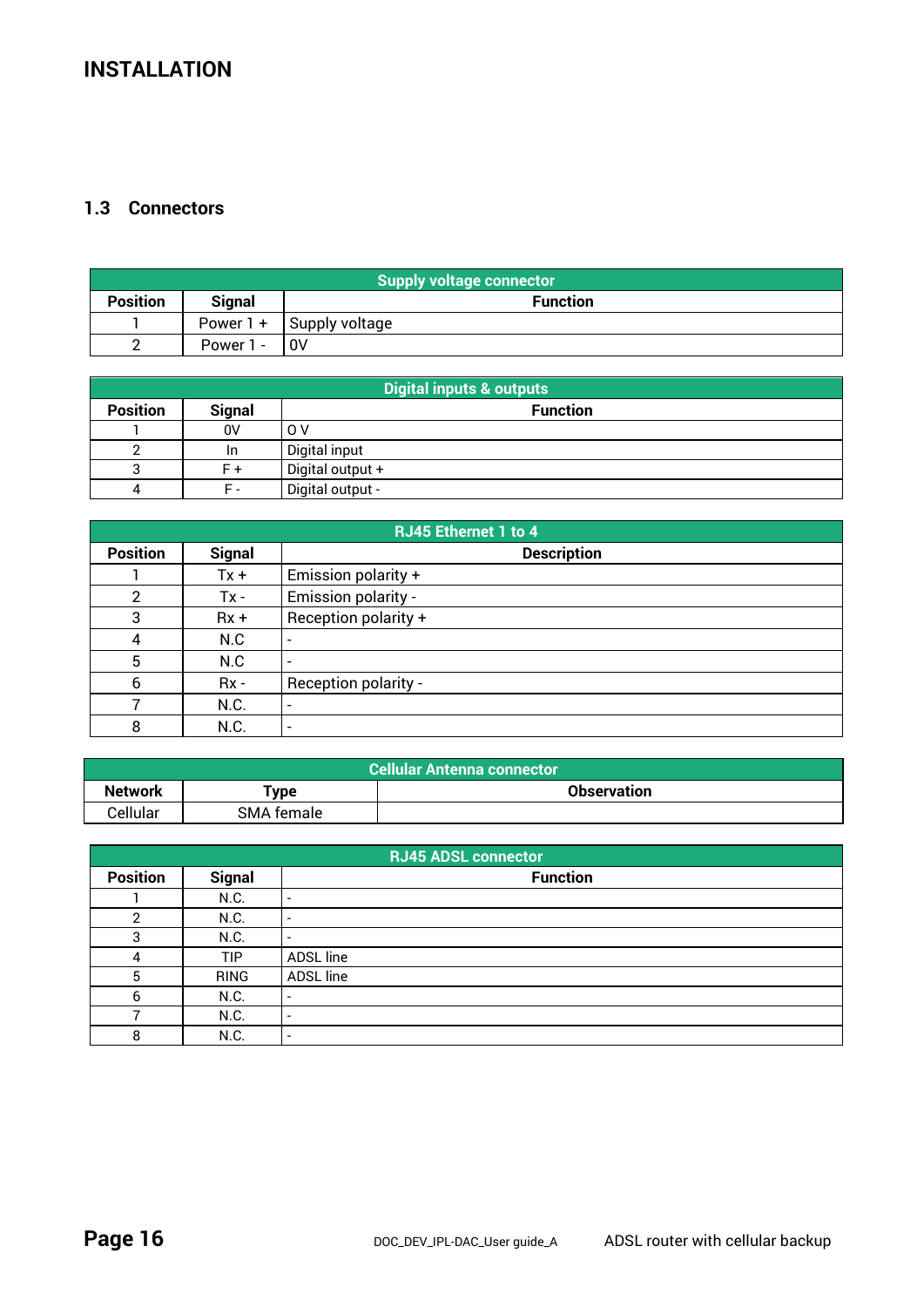# INSTALLATION

## 1.3 Connectors

| Supply voltage connector | | |
|---|---|---|
| **Position** | **Signal** | **Function** |
| 1 | Power 1 + | Supply voltage |
| 2 | Power 1 - | 0V |

| Digital inputs & outputs | | |
|---|---|---|
| **Position** | **Signal** | **Function** |
| 1 | 0V | 0 V |
| 2 | In | Digital input |
| 3 | F + | Digital output + |
| 4 | F - | Digital output - |

| RJ45 Ethernet 1 to 4 | | |
|---|---|---|
| **Position** | **Signal** | **Description** |
| 1 | Tx + | Emission polarity + |
| 2 | Tx - | Emission polarity - |
| 3 | Rx + | Reception polarity + |
| 4 | N.C | - |
| 5 | N.C | - |
| 6 | Rx - | Reception polarity - |
| 7 | N.C. | - |
| 8 | N.C. | - |

| Cellular Antenna connector | | |
|---|---|---|
| **Network** | **Type** | **Observation** |
| Cellular | SMA female | |

| RJ45 ADSL connector | | |
|---|---|---|
| **Position** | **Signal** | **Function** |
| 1 | N.C. | - |
| 2 | N.C. | - |
| 3 | N.C. | - |
| 4 | TIP | ADSL line |
| 5 | RING | ADSL line |
| 6 | N.C. | - |
| 7 | N.C. | - |
| 8 | N.C. | - |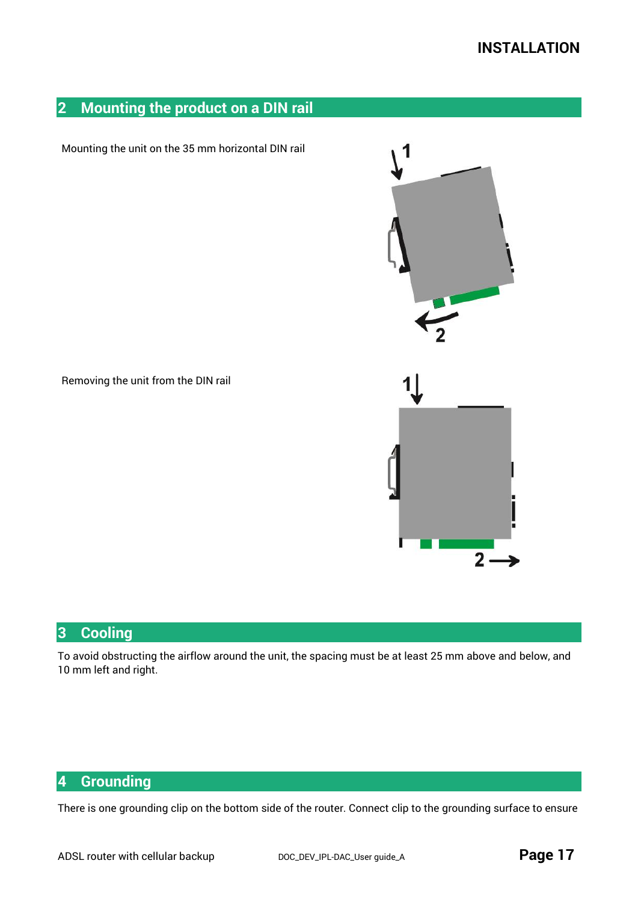## 2 Mounting the product on a DIN rail

Mounting the unit on the 35 mm horizontal DIN rail

Removing the unit from the DIN rail

## 3 Cooling

To avoid obstructing the airflow around the unit, the spacing must be at least 25 mm above and below, and 10 mm left and right.

## 4 Grounding

There is one grounding clip on the bottom side of the router. Connect clip to the grounding surface to ensure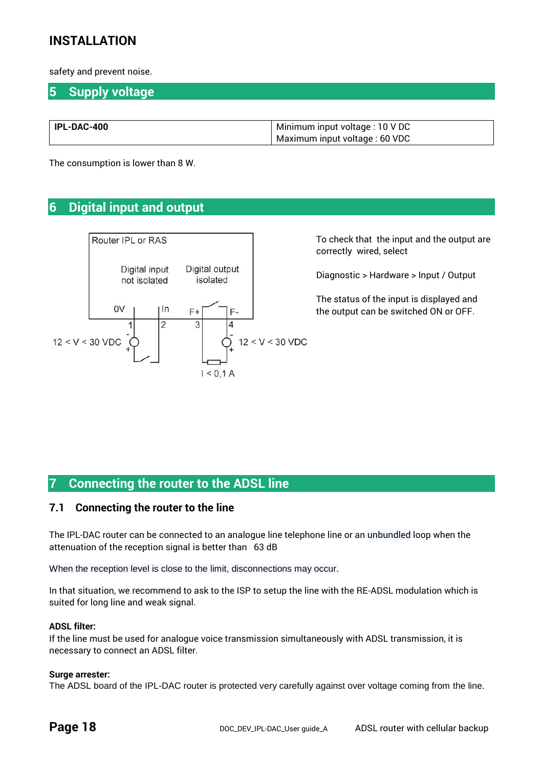safety and prevent noise.

# 5 Supply voltage

| IPL-DAC-400 | Minimum input voltage : 10 V DC<br>Maximum input voltage : 60 VDC |
|---|---|

The consumption is lower than 8 W.

# 6 Digital input and output

Router IPL or RAS

Digital input not isolated

Digital output isolated

0V In F+ F-

1 2 3 4

12 < V < 30 VDC

12 < V < 30 VDC

I < 0,1 A

To check that the input and the output are correctly wired, select

Diagnostic > Hardware > Input / Output

The status of the input is displayed and the output can be switched ON or OFF.

# 7 Connecting the router to the ADSL line

## 7.1 Connecting the router to the line

The IPL-DAC router can be connected to an analogue line telephone line or an unbundled loop when the attenuation of the reception signal is better than 63 dB

When the reception level is close to the limit, disconnections may occur.

In that situation, we recommend to ask to the ISP to setup the line with the RE-ADSL modulation which is suited for long line and weak signal.

**ADSL filter:**
If the line must be used for analogue voice transmission simultaneously with ADSL transmission, it is necessary to connect an ADSL filter.

**Surge arrester:**
The ADSL board of the IPL-DAC router is protected very carefully against over voltage coming from the line.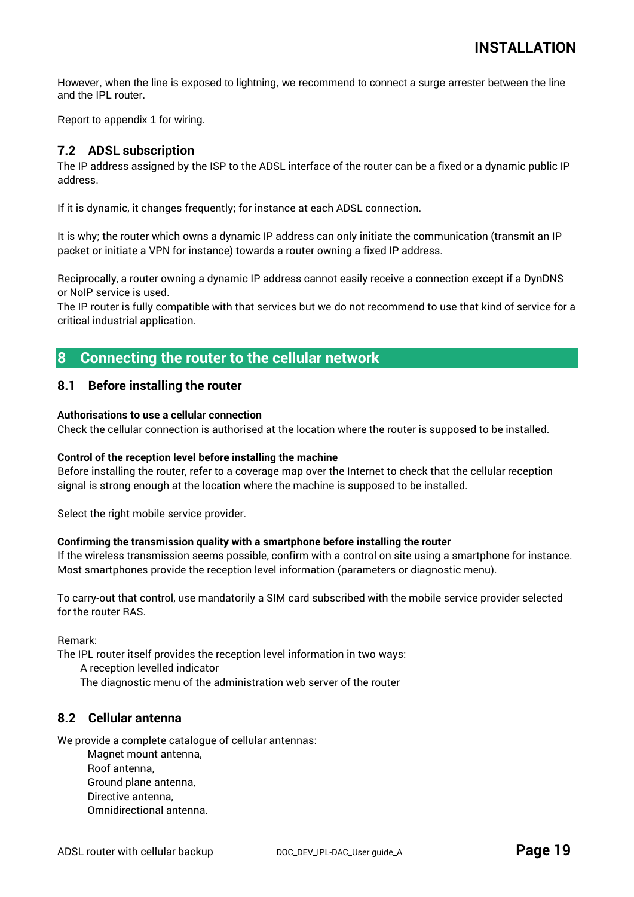However, when the line is exposed to lightning, we recommend to connect a surge arrester between the line and the IPL router.

Report to appendix 1 for wiring.

## 7.2 ADSL subscription

The IP address assigned by the ISP to the ADSL interface of the router can be a fixed or a dynamic public IP address.

If it is dynamic, it changes frequently; for instance at each ADSL connection.

It is why; the router which owns a dynamic IP address can only initiate the communication (transmit an IP packet or initiate a VPN for instance) towards a router owning a fixed IP address.

Reciprocally, a router owning a dynamic IP address cannot easily receive a connection except if a DynDNS or NoIP service is used.
The IP router is fully compatible with that services but we do not recommend to use that kind of service for a critical industrial application.

# 8 Connecting the router to the cellular network

## 8.1 Before installing the router

**Authorisations to use a cellular connection**
Check the cellular connection is authorised at the location where the router is supposed to be installed.

**Control of the reception level before installing the machine**
Before installing the router, refer to a coverage map over the Internet to check that the cellular reception signal is strong enough at the location where the machine is supposed to be installed.

Select the right mobile service provider.

**Confirming the transmission quality with a smartphone before installing the router**
If the wireless transmission seems possible, confirm with a control on site using a smartphone for instance. Most smartphones provide the reception level information (parameters or diagnostic menu).

To carry-out that control, use mandatorily a SIM card subscribed with the mobile service provider selected for the router RAS.

Remark:
The IPL router itself provides the reception level information in two ways:

- A reception levelled indicator
- The diagnostic menu of the administration web server of the router

## 8.2 Cellular antenna

We provide a complete catalogue of cellular antennas:

- Magnet mount antenna,
- Roof antenna,
- Ground plane antenna,
- Directive antenna,
- Omnidirectional antenna.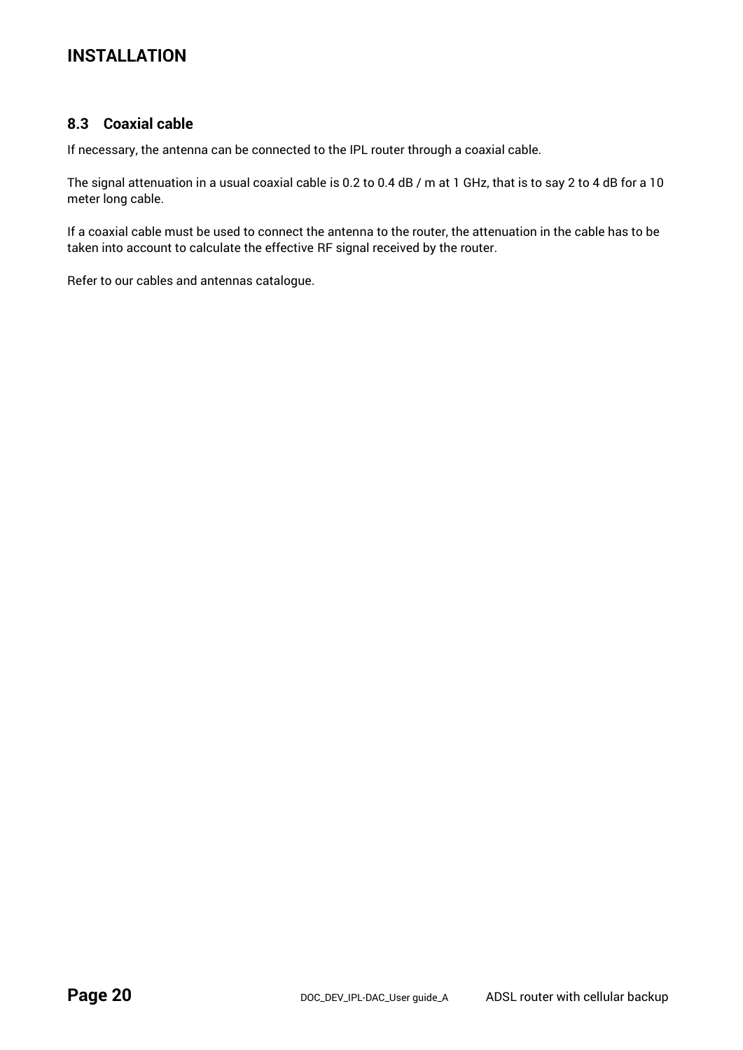## 8.3 Coaxial cable

If necessary, the antenna can be connected to the IPL router through a coaxial cable.

The signal attenuation in a usual coaxial cable is 0.2 to 0.4 dB / m at 1 GHz, that is to say 2 to 4 dB for a 10 meter long cable.

If a coaxial cable must be used to connect the antenna to the router, the attenuation in the cable has to be taken into account to calculate the effective RF signal received by the router.

Refer to our cables and antennas catalogue.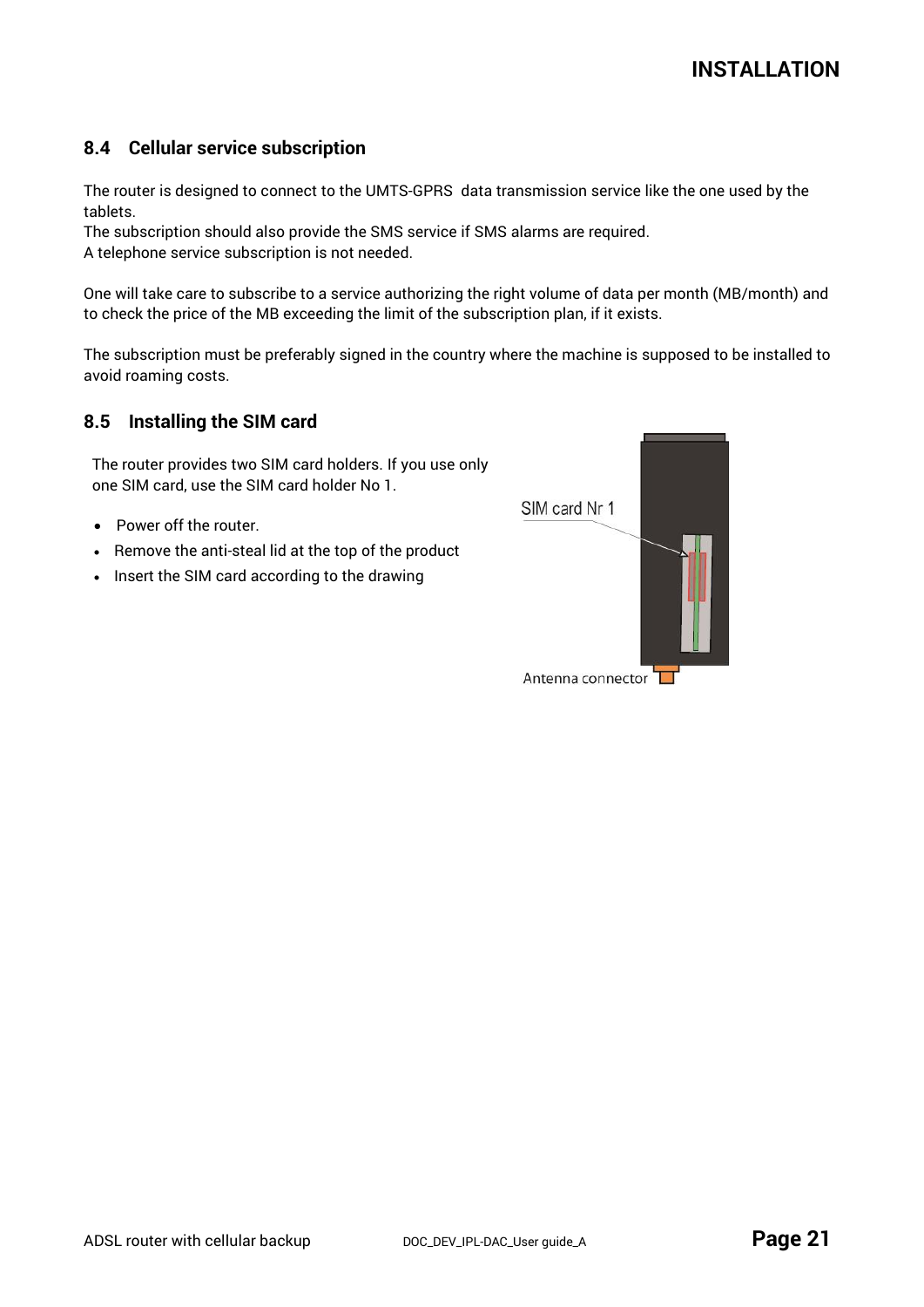## 8.4 Cellular service subscription

The router is designed to connect to the UMTS-GPRS data transmission service like the one used by the tablets.
The subscription should also provide the SMS service if SMS alarms are required.
A telephone service subscription is not needed.

One will take care to subscribe to a service authorizing the right volume of data per month (MB/month) and to check the price of the MB exceeding the limit of the subscription plan, if it exists.

The subscription must be preferably signed in the country where the machine is supposed to be installed to avoid roaming costs.

## 8.5 Installing the SIM card

The router provides two SIM card holders. If you use only one SIM card, use the SIM card holder No 1.

- Power off the router.
- Remove the anti-steal lid at the top of the product
- Insert the SIM card according to the drawing

SIM card Nr 1

Antenna connector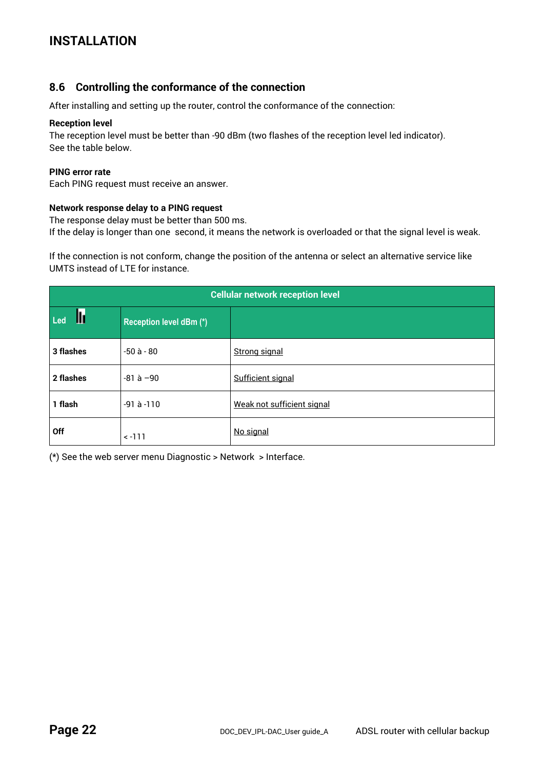## 8.6 Controlling the conformance of the connection

After installing and setting up the router, control the conformance of the connection:

**Reception level**
The reception level must be better than -90 dBm (two flashes of the reception level led indicator).
See the table below.

**PING error rate**
Each PING request must receive an answer.

**Network response delay to a PING request**
The response delay must be better than 500 ms.
If the delay is longer than one second, it means the network is overloaded or that the signal level is weak.

If the connection is not conform, change the position of the antenna or select an alternative service like UMTS instead of LTE for instance.

| Cellular network reception level | | |
|---|---|---|
| Led | Reception level dBm (*) | |
| **3 flashes** | -50 à - 80 | Strong signal |
| **2 flashes** | -81 à –90 | Sufficient signal |
| **1 flash** | -91 à -110 | Weak not sufficient signal |
| **Off** | < -111 | No signal |

(*) See the web server menu Diagnostic > Network > Interface.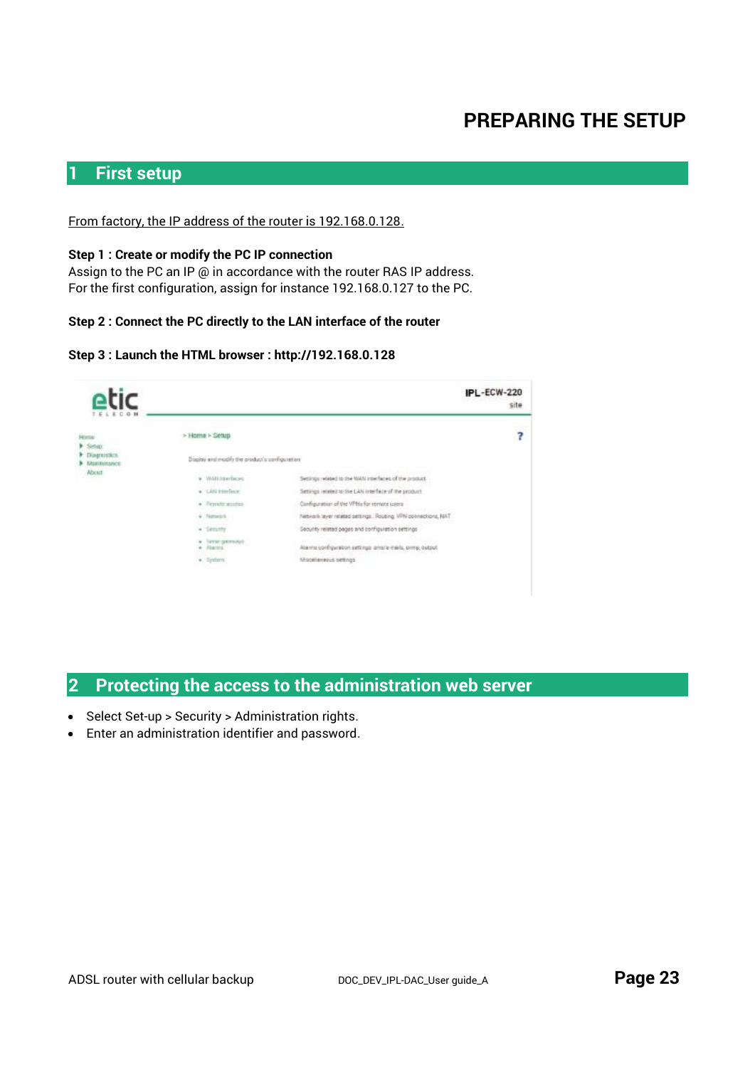# PREPARING THE SETUP

## 1 First setup

From factory, the IP address of the router is 192.168.0.128.

**Step 1 : Create or modify the PC IP connection**

Assign to the PC an IP @ in accordance with the router RAS IP address.
For the first configuration, assign for instance 192.168.0.127 to the PC.

**Step 2 : Connect the PC directly to the LAN interface of the router**

**Step 3 : Launch the HTML browser : http://192.168.0.128**

## 2 Protecting the access to the administration web server

- Select Set-up > Security > Administration rights.
- Enter an administration identifier and password.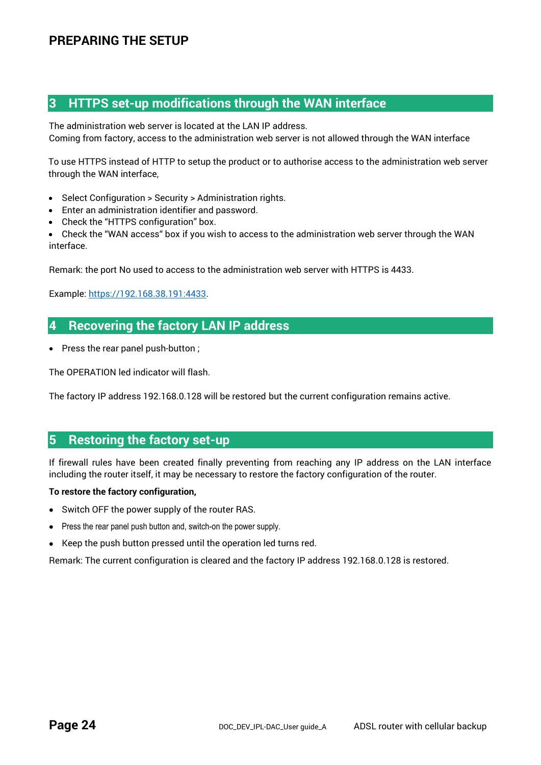# PREPARING THE SETUP

## 3 HTTPS set-up modifications through the WAN interface

The administration web server is located at the LAN IP address.
Coming from factory, access to the administration web server is not allowed through the WAN interface

To use HTTPS instead of HTTP to setup the product or to authorise access to the administration web server through the WAN interface,

- Select Configuration > Security > Administration rights.
- Enter an administration identifier and password.
- Check the "HTTPS configuration" box.
- Check the "WAN access" box if you wish to access to the administration web server through the WAN interface.

Remark: the port No used to access to the administration web server with HTTPS is 4433.

Example: [https://192.168.38.191:4433](https://192.168.38.191:4433).

## 4 Recovering the factory LAN IP address

- Press the rear panel push-button ;

The OPERATION led indicator will flash.

The factory IP address 192.168.0.128 will be restored but the current configuration remains active.

## 5 Restoring the factory set-up

If firewall rules have been created finally preventing from reaching any IP address on the LAN interface including the router itself, it may be necessary to restore the factory configuration of the router.

**To restore the factory configuration,**

- Switch OFF the power supply of the router RAS.
- Press the rear panel push button and, switch-on the power supply.
- Keep the push button pressed until the operation led turns red.

Remark: The current configuration is cleared and the factory IP address 192.168.0.128 is restored.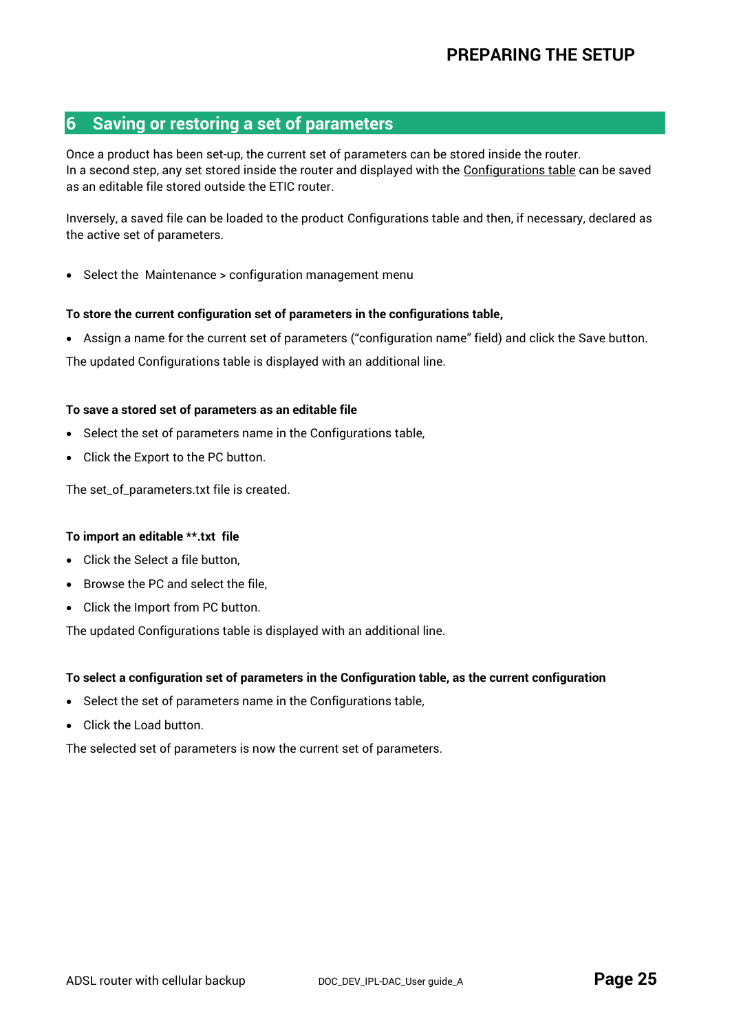# 6 Saving or restoring a set of parameters

Once a product has been set-up, the current set of parameters can be stored inside the router.
In a second step, any set stored inside the router and displayed with the Configurations table can be saved as an editable file stored outside the ETIC router.

Inversely, a saved file can be loaded to the product Configurations table and then, if necessary, declared as the active set of parameters.

- Select the Maintenance > configuration management menu

**To store the current configuration set of parameters in the configurations table,**

- Assign a name for the current set of parameters ("configuration name" field) and click the Save button.

The updated Configurations table is displayed with an additional line.

**To save a stored set of parameters as an editable file**

- Select the set of parameters name in the Configurations table,
- Click the Export to the PC button.

The set_of_parameters.txt file is created.

**To import an editable **.txt file**

- Click the Select a file button,
- Browse the PC and select the file,
- Click the Import from PC button.

The updated Configurations table is displayed with an additional line.

**To select a configuration set of parameters in the Configuration table, as the current configuration**

- Select the set of parameters name in the Configurations table,
- Click the Load button.

The selected set of parameters is now the current set of parameters.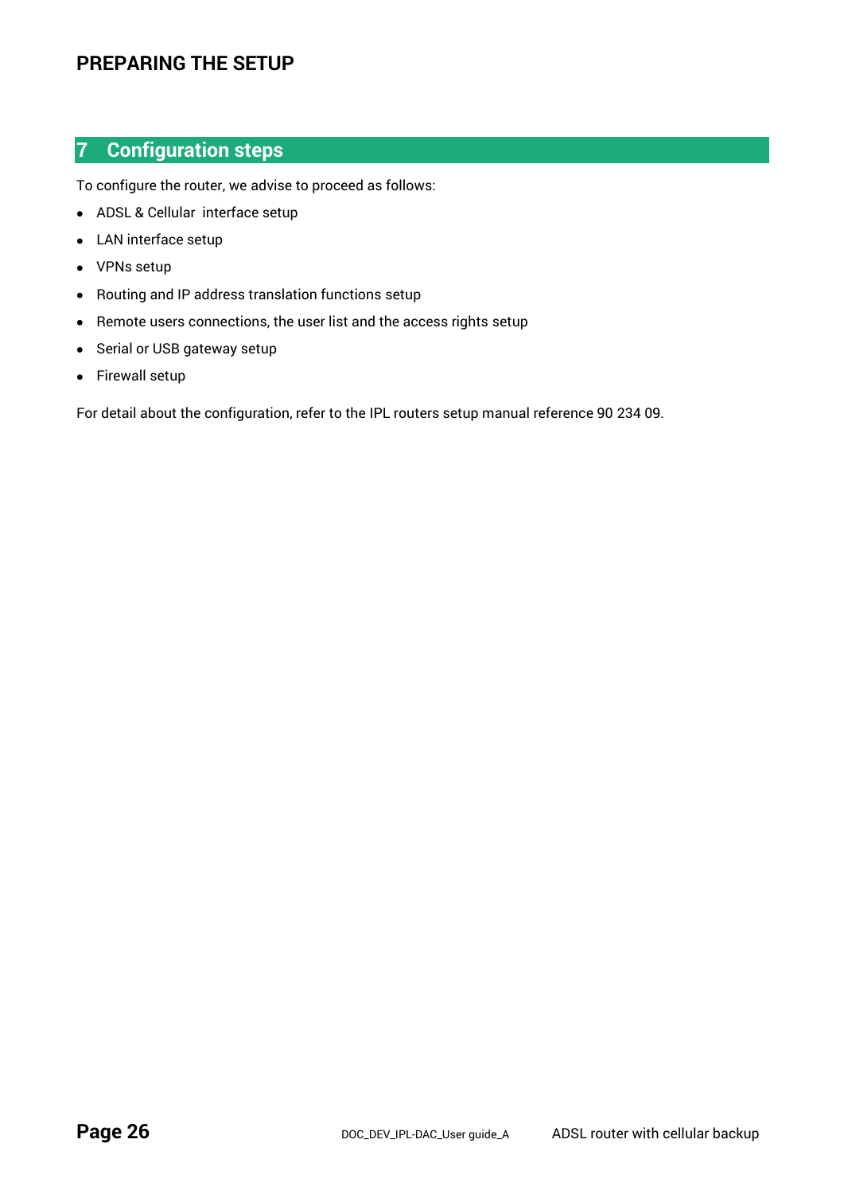## 7 Configuration steps

To configure the router, we advise to proceed as follows:

- ADSL & Cellular interface setup
- LAN interface setup
- VPNs setup
- Routing and IP address translation functions setup
- Remote users connections, the user list and the access rights setup
- Serial or USB gateway setup
- Firewall setup

For detail about the configuration, refer to the IPL routers setup manual reference 90 234 09.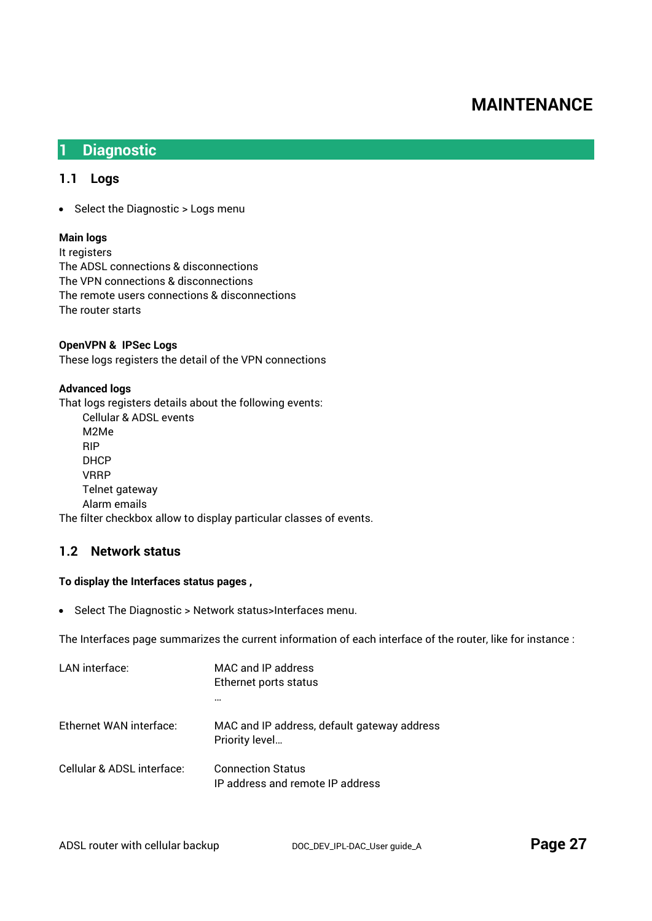# MAINTENANCE

## 1 Diagnostic

### 1.1 Logs

- Select the Diagnostic > Logs menu

**Main logs**
It registers
The ADSL connections & disconnections
The VPN connections & disconnections
The remote users connections & disconnections
The router starts

**OpenVPN & IPSec Logs**
These logs registers the detail of the VPN connections

**Advanced logs**
That logs registers details about the following events:

Cellular & ADSL events
M2Me
RIP
DHCP
VRRP
Telnet gateway
Alarm emails

The filter checkbox allow to display particular classes of events.

### 1.2 Network status

**To display the Interfaces status pages ,**

- Select The Diagnostic > Network status>Interfaces menu.

The Interfaces page summarizes the current information of each interface of the router, like for instance :

| | |
|---|---|
| LAN interface: | MAC and IP address<br>Ethernet ports status<br>… |
| Ethernet WAN interface: | MAC and IP address, default gateway address<br>Priority level… |
| Cellular & ADSL interface: | Connection Status<br>IP address and remote IP address |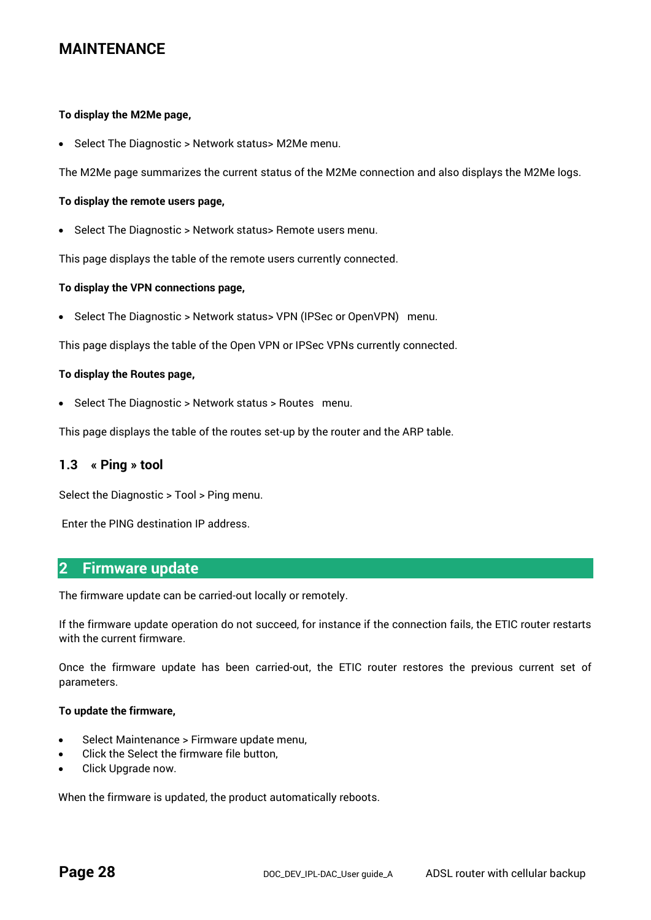# MAINTENANCE

**To display the M2Me page,**

- Select The Diagnostic > Network status> M2Me menu.

The M2Me page summarizes the current status of the M2Me connection and also displays the M2Me logs.

**To display the remote users page,**

- Select The Diagnostic > Network status> Remote users menu.

This page displays the table of the remote users currently connected.

**To display the VPN connections page,**

- Select The Diagnostic > Network status> VPN (IPSec or OpenVPN)   menu.

This page displays the table of the Open VPN or IPSec VPNs currently connected.

**To display the Routes page,**

- Select The Diagnostic > Network status > Routes   menu.

This page displays the table of the routes set-up by the router and the ARP table.

### 1.3 « Ping » tool

Select the Diagnostic > Tool > Ping menu.

Enter the PING destination IP address.

## 2 Firmware update

The firmware update can be carried-out locally or remotely.

If the firmware update operation do not succeed, for instance if the connection fails, the ETIC router restarts with the current firmware.

Once the firmware update has been carried-out, the ETIC router restores the previous current set of parameters.

**To update the firmware,**

- Select Maintenance > Firmware update menu,
- Click the Select the firmware file button,
- Click Upgrade now.

When the firmware is updated, the product automatically reboots.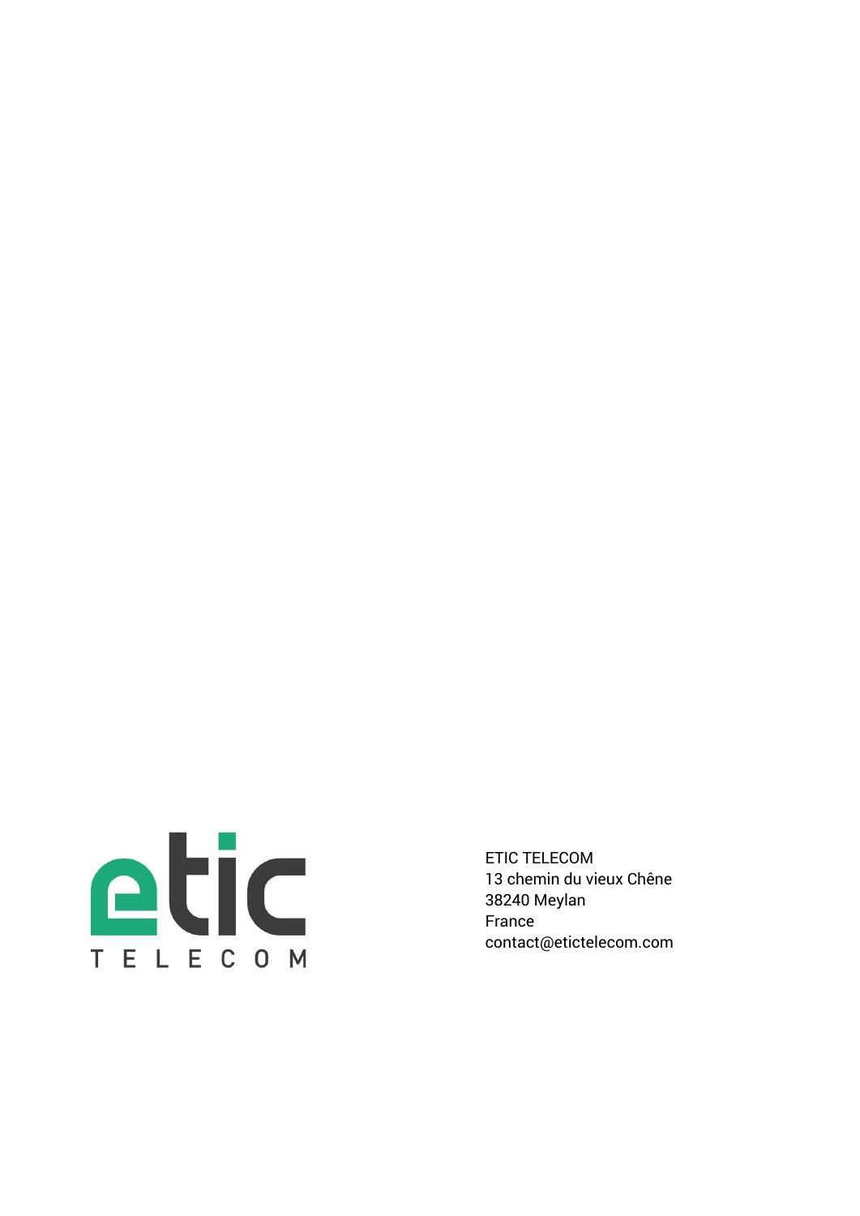etic TELECOM

ETIC TELECOM
13 chemin du vieux Chêne
38240 Meylan
France
contact@etictelecom.com